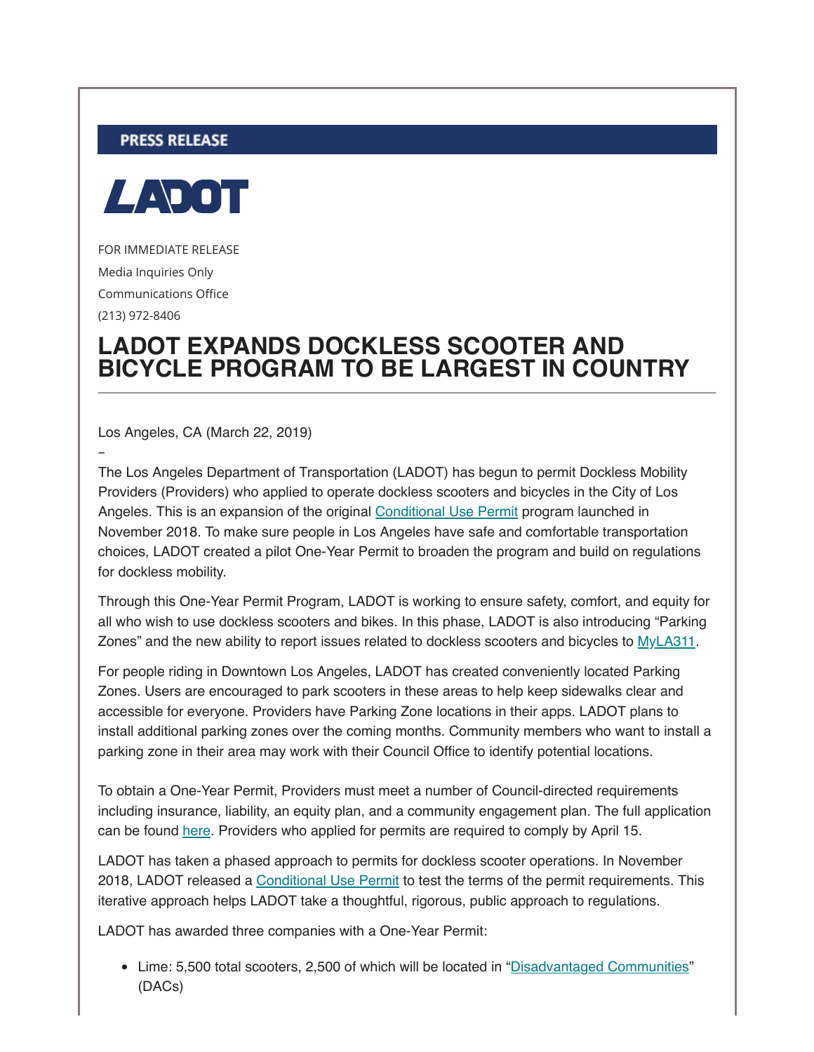PRESS RELEASE

LADOT

FOR IMMEDIATE RELEASE

Media Inquiries Only

Communications Office

(213) 972-8406

# LADOT EXPANDS DOCKLESS SCOOTER AND BICYCLE PROGRAM TO BE LARGEST IN COUNTRY

Los Angeles, CA (March 22, 2019)

–

The Los Angeles Department of Transportation (LADOT) has begun to permit Dockless Mobility Providers (Providers) who applied to operate dockless scooters and bicycles in the City of Los Angeles. This is an expansion of the original [Conditional Use Permit] program launched in November 2018. To make sure people in Los Angeles have safe and comfortable transportation choices, LADOT created a pilot One-Year Permit to broaden the program and build on regulations for dockless mobility.

Through this One-Year Permit Program, LADOT is working to ensure safety, comfort, and equity for all who wish to use dockless scooters and bikes. In this phase, LADOT is also introducing "Parking Zones" and the new ability to report issues related to dockless scooters and bicycles to [MyLA311].

For people riding in Downtown Los Angeles, LADOT has created conveniently located Parking Zones. Users are encouraged to park scooters in these areas to help keep sidewalks clear and accessible for everyone. Providers have Parking Zone locations in their apps. LADOT plans to install additional parking zones over the coming months. Community members who want to install a parking zone in their area may work with their Council Office to identify potential locations.

To obtain a One-Year Permit, Providers must meet a number of Council-directed requirements including insurance, liability, an equity plan, and a community engagement plan. The full application can be found [here]. Providers who applied for permits are required to comply by April 15.

LADOT has taken a phased approach to permits for dockless scooter operations. In November 2018, LADOT released a [Conditional Use Permit] to test the terms of the permit requirements. This iterative approach helps LADOT take a thoughtful, rigorous, public approach to regulations.

LADOT has awarded three companies with a One-Year Permit:

- Lime: 5,500 total scooters, 2,500 of which will be located in "[Disadvantaged Communities]" (DACs)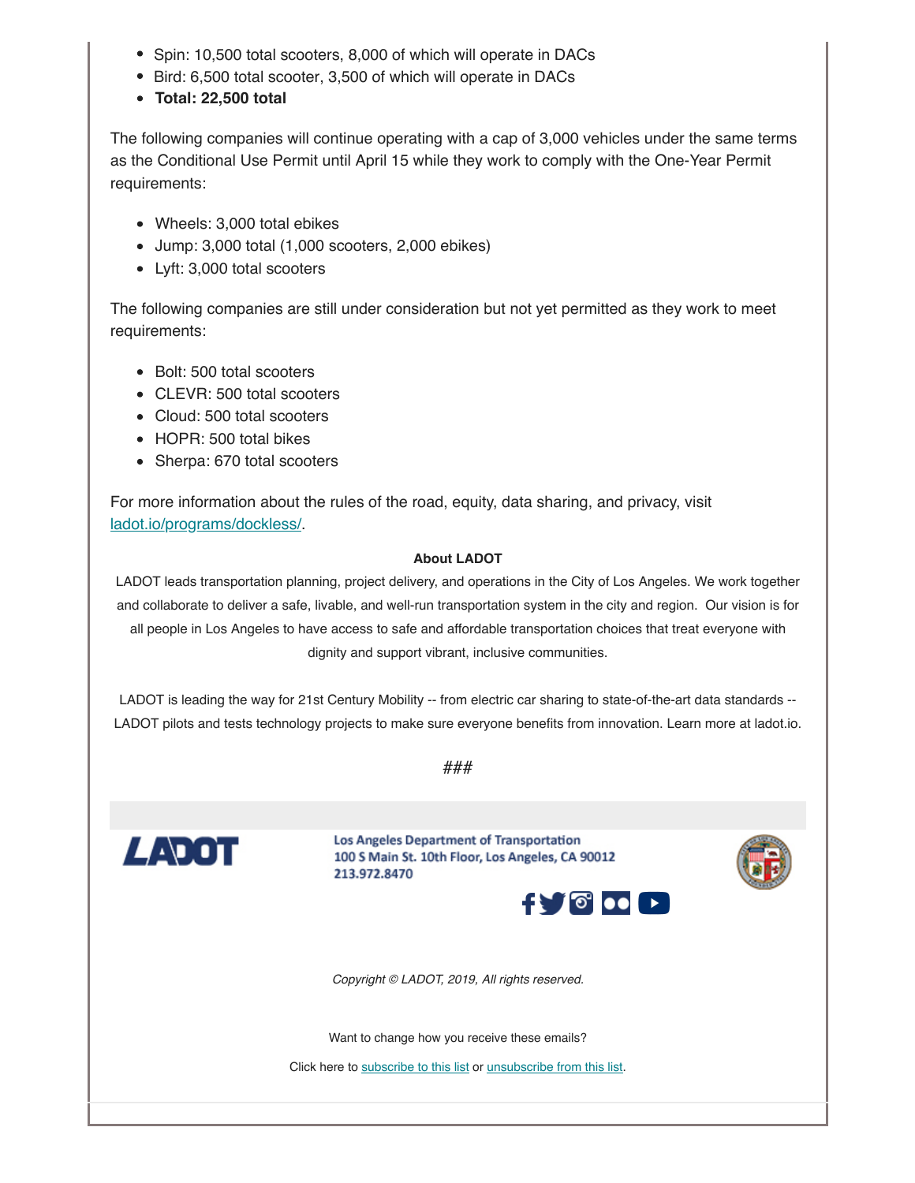- Spin: 10,500 total scooters, 8,000 of which will operate in DACs
- Bird: 6,500 total scooter, 3,500 of which will operate in DACs
- **Total: 22,500 total**

The following companies will continue operating with a cap of 3,000 vehicles under the same terms as the Conditional Use Permit until April 15 while they work to comply with the One-Year Permit requirements:

- Wheels: 3,000 total ebikes
- Jump: 3,000 total (1,000 scooters, 2,000 ebikes)
- Lyft: 3,000 total scooters

The following companies are still under consideration but not yet permitted as they work to meet requirements:

- Bolt: 500 total scooters
- CLEVR: 500 total scooters
- Cloud: 500 total scooters
- HOPR: 500 total bikes
- Sherpa: 670 total scooters

For more information about the rules of the road, equity, data sharing, and privacy, visit ladot.io/programs/dockless/.

**About LADOT**

LADOT leads transportation planning, project delivery, and operations in the City of Los Angeles. We work together and collaborate to deliver a safe, livable, and well-run transportation system in the city and region. Our vision is for all people in Los Angeles to have access to safe and affordable transportation choices that treat everyone with dignity and support vibrant, inclusive communities.

LADOT is leading the way for 21st Century Mobility -- from electric car sharing to state-of-the-art data standards -- LADOT pilots and tests technology projects to make sure everyone benefits from innovation. Learn more at ladot.io.

###

LADOT

Los Angeles Department of Transportation
100 S Main St. 10th Floor, Los Angeles, CA 90012
213.972.8470

*Copyright © LADOT, 2019, All rights reserved.*

Want to change how you receive these emails?

Click here to subscribe to this list or unsubscribe from this list.